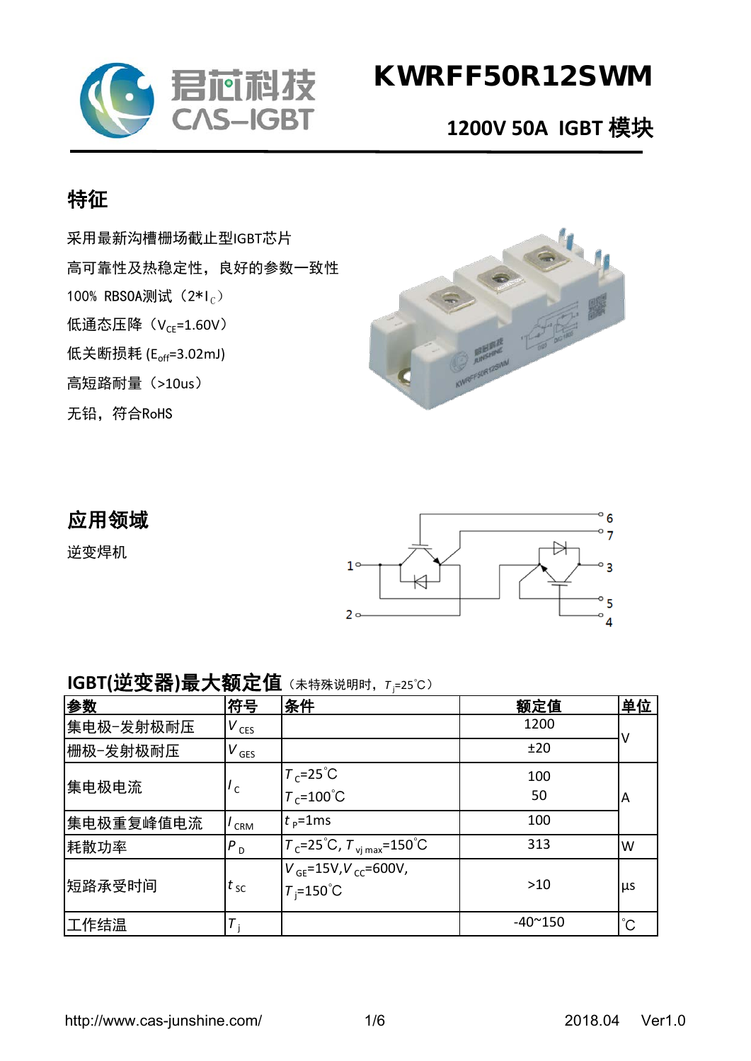# KWRFF50R12SWM

## 1200V 50A IGBT 模块

## 特征

采用最新沟槽栅场截止型IGBT芯片

高可靠性及热稳定性，良好的参数一致性

100% RBSOA测试（2*$I_C$）

低通态压降（$V_{CE}$=1.60V）

低关断损耗 ($E_{off}$=3.02mJ)

高短路耐量（>10us）

无铅，符合RoHS

## 应用领域

逆变焊机

## IGBT(逆变器)最大额定值（未特殊说明时，$T_j$=25˚C）

| 参数 | 符号 | 条件 | 额定值 | 单位 |
|---|---|---|---|---|
| 集电极-发射极耐压 | $V_{CES}$ | | 1200 | V |
| 栅极-发射极耐压 | $V_{GES}$ | | ±20 | V |
| 集电极电流 | $I_C$ | $T_C$=25˚C<br>$T_C$=100˚C | 100<br>50 | A |
| 集电极重复峰值电流 | $I_{CRM}$ | $t_P$=1ms | 100 | A |
| 耗散功率 | $P_D$ | $T_C$=25˚C, $T_{vj\,max}$=150˚C | 313 | W |
| 短路承受时间 | $t_{SC}$ | $V_{GE}$=15V,$V_{CC}$=600V,<br>$T_j$=150˚C | >10 | μs |
| 工作结温 | $T_j$ | | -40~150 | ˚C |

http://www.cas-junshine.com/ 2018.04 Ver1.0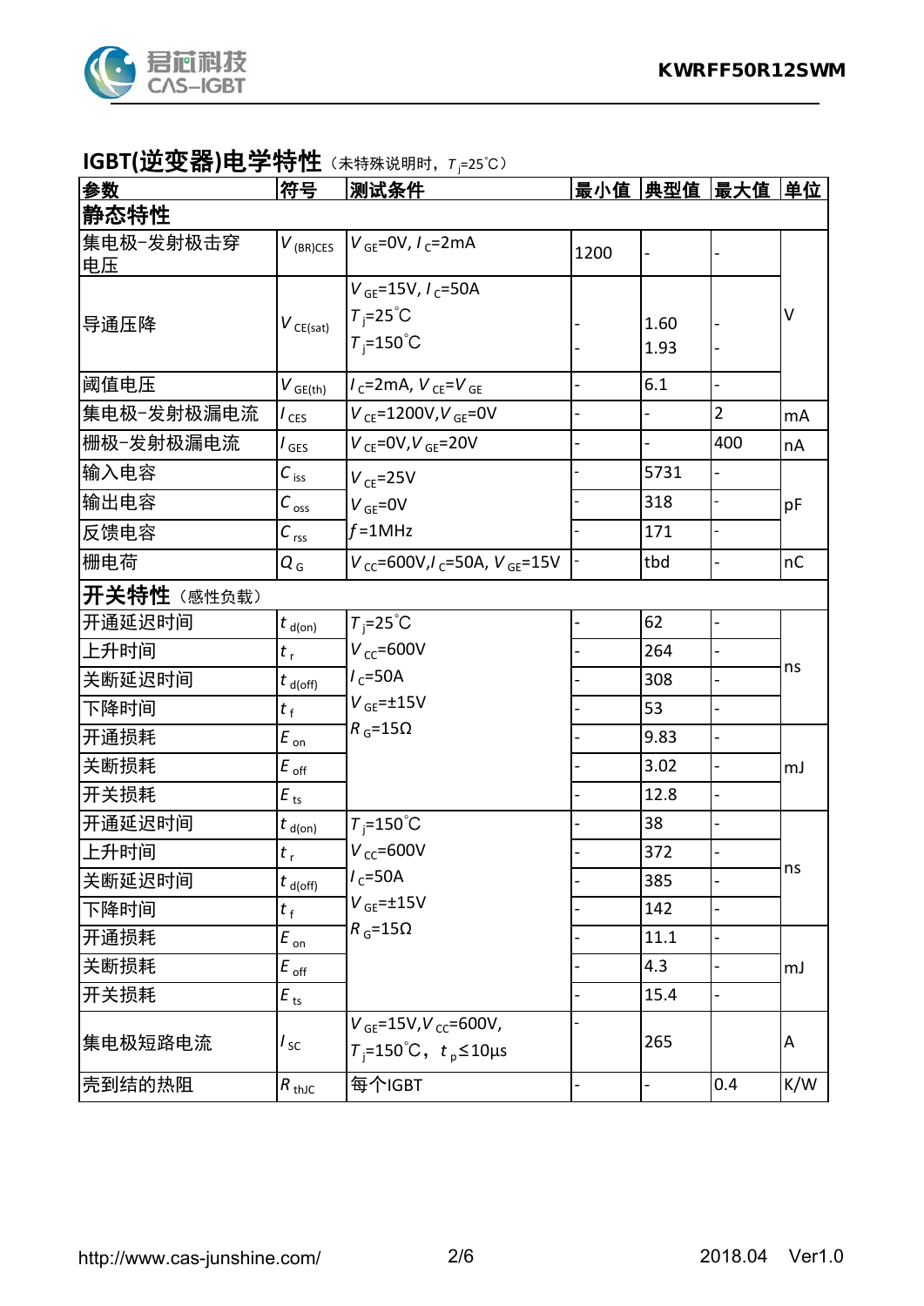## IGBT(逆变器)电学特性（未特殊说明时，$T_j$=25˚C）

| 参数 | 符号 | 测试条件 | 最小值 | 典型值 | 最大值 | 单位 |
|---|---|---|---|---|---|---|
| **静态特性** | | | | | | |
| 集电极-发射极击穿电压 | $V_{(BR)CES}$ | $V_{GE}$=0V, $I_C$=2mA | 1200 | - | - | V |
| 导通压降 | $V_{CE(sat)}$ | $V_{GE}$=15V, $I_C$=50A<br>$T_j$=25˚C<br>$T_j$=150˚C | -<br>- | 1.60<br>1.93 | -<br>- | V |
| 阈值电压 | $V_{GE(th)}$ | $I_C$=2mA, $V_{CE}$=$V_{GE}$ | - | 6.1 | - | V |
| 集电极-发射极漏电流 | $I_{CES}$ | $V_{CE}$=1200V, $V_{GE}$=0V | - | - | 2 | mA |
| 栅极-发射极漏电流 | $I_{GES}$ | $V_{CE}$=0V, $V_{GE}$=20V | - | - | 400 | nA |
| 输入电容 | $C_{iss}$ | $V_{CE}$=25V<br>$V_{GE}$=0V<br>$f$=1MHz | - | 5731 | - | pF |
| 输出电容 | $C_{oss}$ | | - | 318 | - | pF |
| 反馈电容 | $C_{rss}$ | | - | 171 | - | pF |
| 栅电荷 | $Q_G$ | $V_{CC}$=600V, $I_C$=50A, $V_{GE}$=15V | - | tbd | - | nC |
| **开关特性**（感性负载） | | | | | | |
| 开通延迟时间 | $t_{d(on)}$ | $T_j$=25˚C<br>$V_{CC}$=600V<br>$I_C$=50A<br>$V_{GE}$=±15V<br>$R_G$=15Ω | - | 62 | - | ns |
| 上升时间 | $t_r$ | | - | 264 | - | ns |
| 关断延迟时间 | $t_{d(off)}$ | | - | 308 | - | ns |
| 下降时间 | $t_f$ | | - | 53 | - | ns |
| 开通损耗 | $E_{on}$ | | - | 9.83 | - | mJ |
| 关断损耗 | $E_{off}$ | | - | 3.02 | - | mJ |
| 开关损耗 | $E_{ts}$ | | - | 12.8 | - | mJ |
| 开通延迟时间 | $t_{d(on)}$ | $T_j$=150˚C<br>$V_{CC}$=600V<br>$I_C$=50A<br>$V_{GE}$=±15V<br>$R_G$=15Ω | - | 38 | - | ns |
| 上升时间 | $t_r$ | | - | 372 | - | ns |
| 关断延迟时间 | $t_{d(off)}$ | | - | 385 | - | ns |
| 下降时间 | $t_f$ | | - | 142 | - | ns |
| 开通损耗 | $E_{on}$ | | - | 11.1 | - | mJ |
| 关断损耗 | $E_{off}$ | | - | 4.3 | - | mJ |
| 开关损耗 | $E_{ts}$ | | - | 15.4 | - | mJ |
| 集电极短路电流 | $I_{SC}$ | $V_{GE}$=15V, $V_{CC}$=600V,<br>$T_j$=150˚C，$t_p$≤10μs | - | 265 | | A |
| 壳到结的热阻 | $R_{thJC}$ | 每个IGBT | - | - | 0.4 | K/W |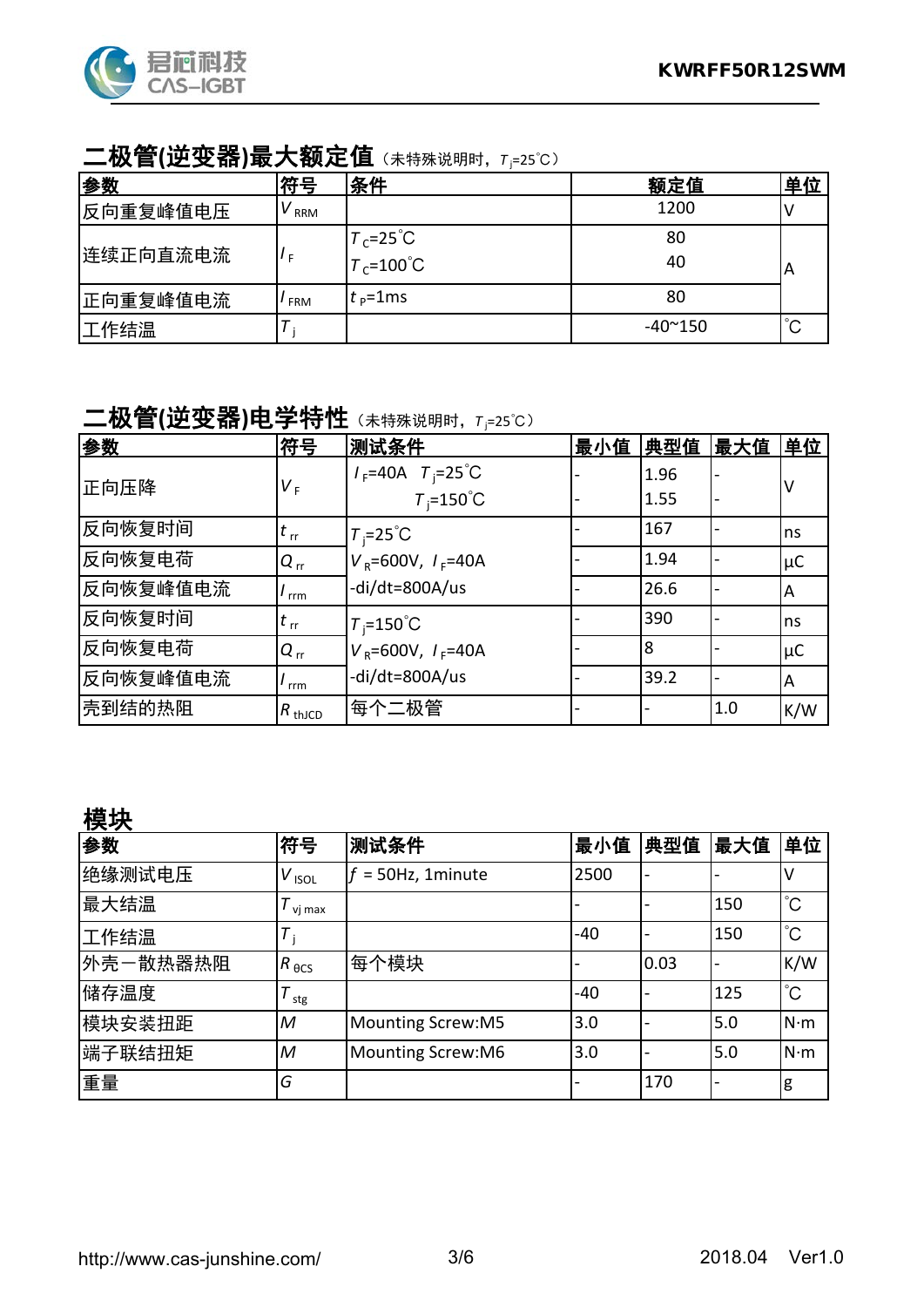## 二极管(逆变器)最大额定值（未特殊说明时，$T_j$=25˚C）

| 参数 | 符号 | 条件 | 额定值 | 单位 |
|---|---|---|---|---|
| 反向重复峰值电压 | $V_{RRM}$ | | 1200 | V |
| 连续正向直流电流 | $I_F$ | $T_C$=25˚C<br>$T_C$=100˚C | 80<br>40 | A |
| 正向重复峰值电流 | $I_{FRM}$ | $t_P$=1ms | 80 | A |
| 工作结温 | $T_j$ | | -40~150 | ˚C |

## 二极管(逆变器)电学特性（未特殊说明时，$T_j$=25˚C）

| 参数 | 符号 | 测试条件 | 最小值 | 典型值 | 最大值 | 单位 |
|---|---|---|---|---|---|---|
| 正向压降 | $V_F$ | $I_F$=40A　$T_j$=25˚C<br>$T_j$=150˚C | -<br>- | 1.96<br>1.55 | -<br>- | V |
| 反向恢复时间 | $t_{rr}$ | $T_j$=25˚C<br>$V_R$=600V, $I_F$=40A<br>-di/dt=800A/us | - | 167 | - | ns |
| 反向恢复电荷 | $Q_{rr}$ | | - | 1.94 | - | μC |
| 反向恢复峰值电流 | $I_{rrm}$ | | - | 26.6 | - | A |
| 反向恢复时间 | $t_{rr}$ | $T_j$=150˚C<br>$V_R$=600V, $I_F$=40A<br>-di/dt=800A/us | - | 390 | - | ns |
| 反向恢复电荷 | $Q_{rr}$ | | - | 8 | - | μC |
| 反向恢复峰值电流 | $I_{rrm}$ | | - | 39.2 | - | A |
| 壳到结的热阻 | $R_{thJCD}$ | 每个二极管 | - | - | 1.0 | K/W |

## 模块

| 参数 | 符号 | 测试条件 | 最小值 | 典型值 | 最大值 | 单位 |
|---|---|---|---|---|---|---|
| 绝缘测试电压 | $V_{ISOL}$ | $f$ = 50Hz, 1minute | 2500 | - | - | V |
| 最大结温 | $T_{vj\,max}$ | | - | - | 150 | ˚C |
| 工作结温 | $T_j$ | | -40 | - | 150 | ˚C |
| 外壳一散热器热阻 | $R_{\theta CS}$ | 每个模块 | - | 0.03 | - | K/W |
| 储存温度 | $T_{stg}$ | | -40 | - | 125 | ˚C |
| 模块安装扭距 | $M$ | Mounting Screw:M5 | 3.0 | - | 5.0 | N·m |
| 端子联结扭矩 | $M$ | Mounting Screw:M6 | 3.0 | - | 5.0 | N·m |
| 重量 | $G$ | | - | 170 | - | g |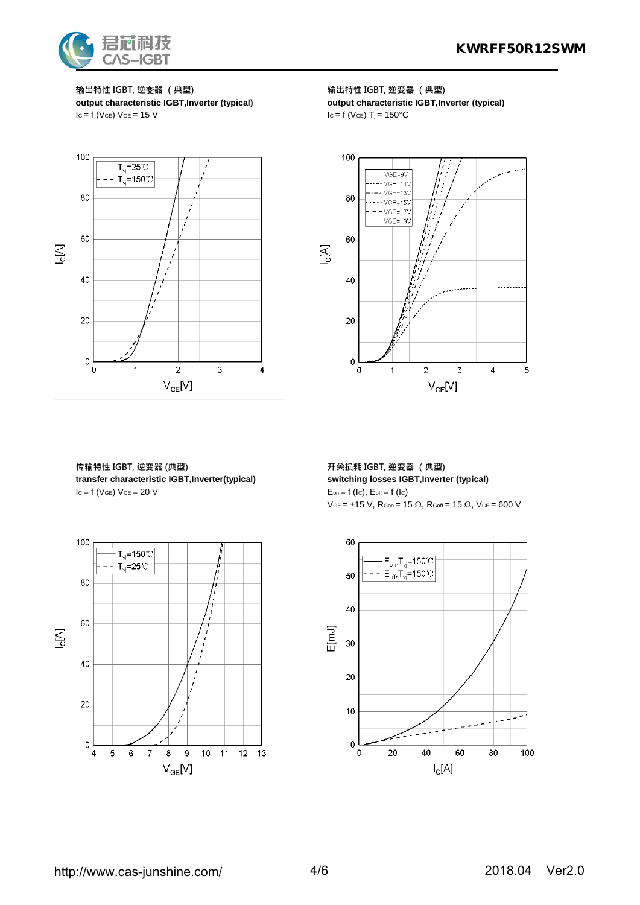输出特性 IGBT, 逆变器 （典型）
**output characteristic IGBT,Inverter (typical)**
$I_C = f(V_{CE})$ $V_{GE} = 15$ V

输出特性 IGBT, 逆变器 （典型）
**output characteristic IGBT,Inverter (typical)**
$I_C = f(V_{CE})$ $T_j = 150°C$

传输特性 IGBT, 逆变器 (典型)
**transfer characteristic IGBT,Inverter(typical)**
$I_C = f(V_{GE})$ $V_{CE} = 20$ V

开关损耗 IGBT, 逆变器 （典型）
**switching losses IGBT,Inverter (typical)**
$E_{on} = f(I_C)$, $E_{off} = f(I_C)$
$V_{GE} = \pm15$ V, $R_{Gon} = 15\ \Omega$, $R_{Goff} = 15\ \Omega$, $V_{CE} = 600$ V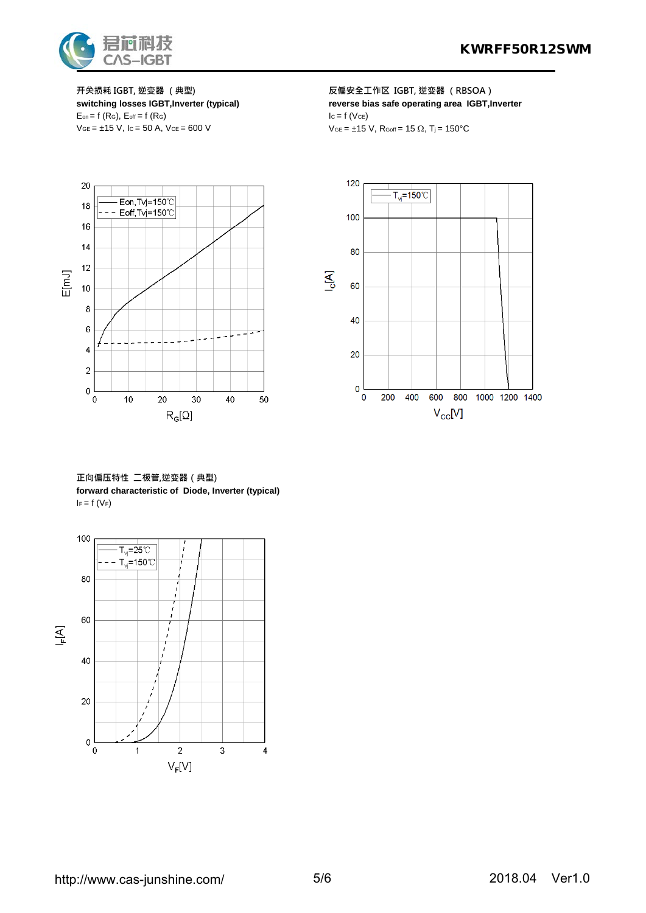開关损耗 IGBT, 逆变器 （典型)
**switching losses IGBT,Inverter (typical)**
$E_{on} = f\ (R_G)$, $E_{off} = f\ (R_G)$
$V_{GE} = \pm 15$ V, $I_C = 50$ A, $V_{CE} = 600$ V

反偏安全工作区 IGBT, 逆变器 （RBSOA）
**reverse bias safe operating area IGBT,Inverter**
$I_C = f\ (V_{CE})$
$V_{GE} = \pm 15$ V, $R_{Goff} = 15\ \Omega$, $T_j = 150°C$

正向偏压特性 二极管,逆变器（典型)
**forward characteristic of Diode, Inverter (typical)**
$I_F = f\ (V_F)$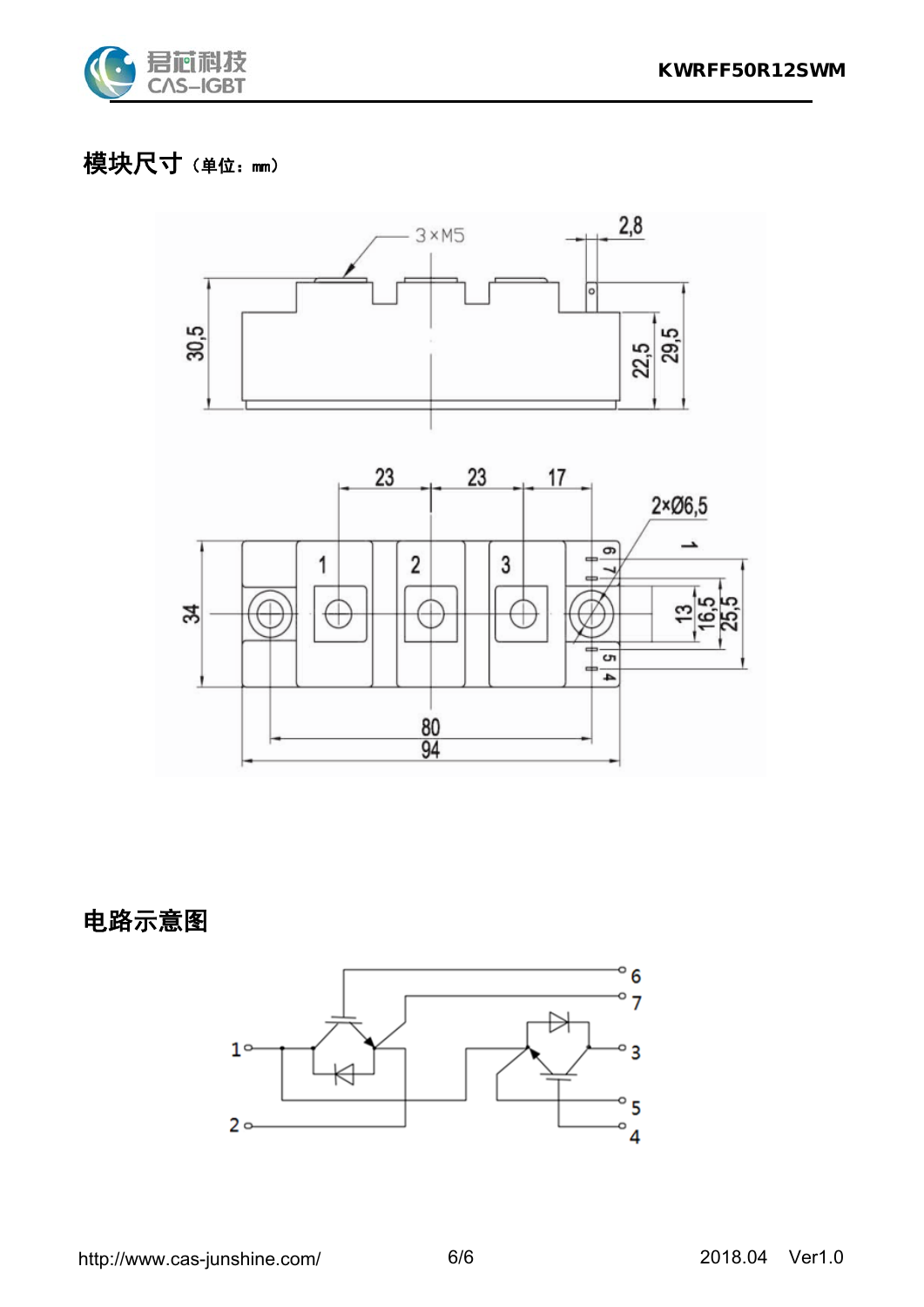## 模块尺寸（单位：mm）

3×M5

2,8

30,5

22,5

29,5

23

23

17

2×Ø6,5

1

2

3

6

7

5

4

34

13

16,5

25,5

80

94

## 电路示意图

6

7

1

3

2

5

4